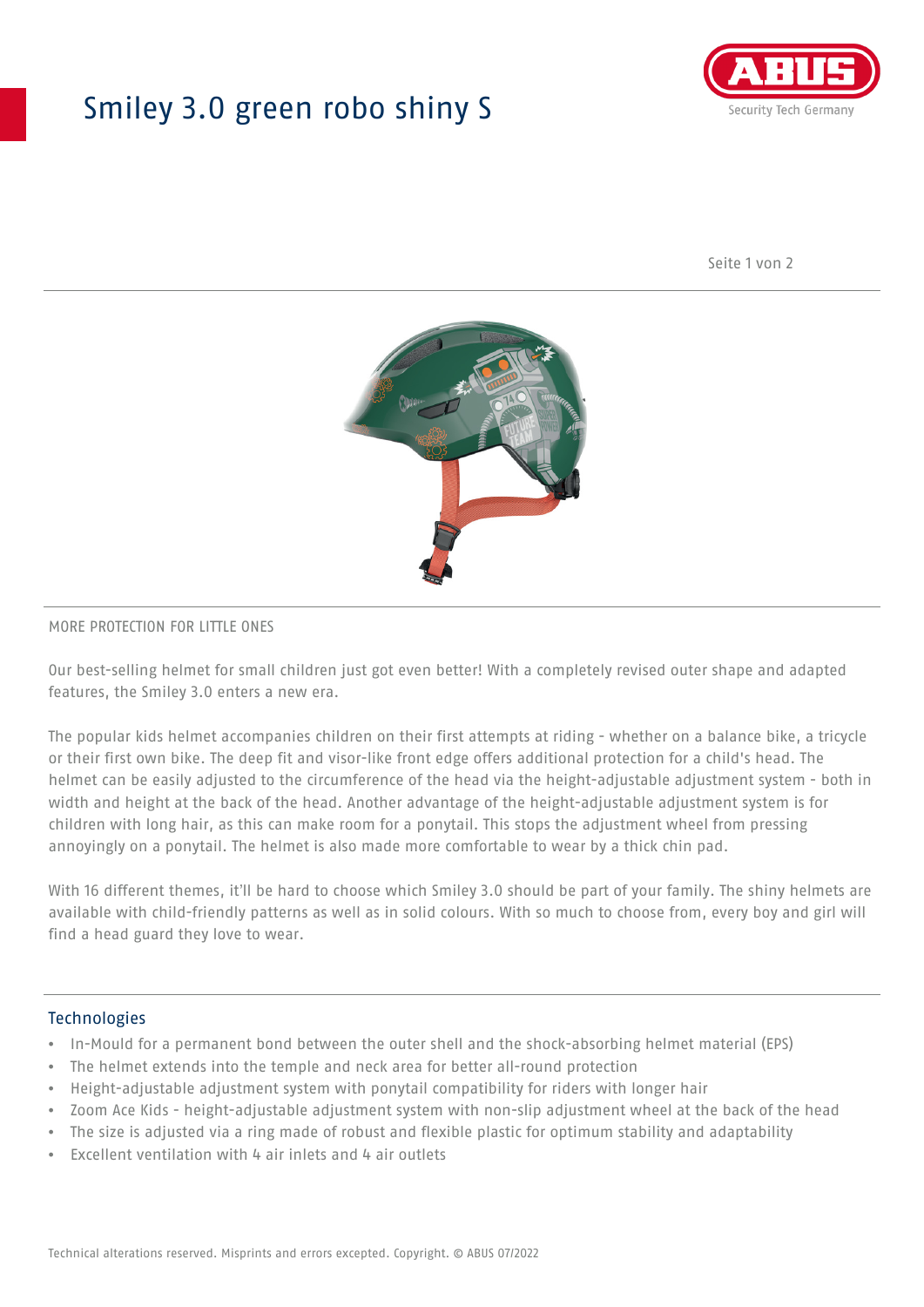# Smiley 3.0 green robo shiny S

MORE PROTECTION FOR LITTLE ONES

Our best-selling helmet for small children just got even better! With a completely revised outer shape and adapted features, the Smiley 3.0 enters a new era.

The popular kids helmet accompanies children on their first attempts at riding - whether on a balance bike, a tricycle or their first own bike. The deep fit and visor-like front edge offers additional protection for a child's head. The helmet can be easily adjusted to the circumference of the head via the height-adjustable adjustment system - both in width and height at the back of the head. Another advantage of the height-adjustable adjustment system is for children with long hair, as this can make room for a ponytail. This stops the adjustment wheel from pressing annoyingly on a ponytail. The helmet is also made more comfortable to wear by a thick chin pad.

With 16 different themes, it'll be hard to choose which Smiley 3.0 should be part of your family. The shiny helmets are available with child-friendly patterns as well as in solid colours. With so much to choose from, every boy and girl will find a head guard they love to wear.

## Technologies

- In-Mould for a permanent bond between the outer shell and the shock-absorbing helmet material (EPS)
- The helmet extends into the temple and neck area for better all-round protection
- Height-adjustable adjustment system with ponytail compatibility for riders with longer hair
- Zoom Ace Kids - height-adjustable adjustment system with non-slip adjustment wheel at the back of the head
- The size is adjusted via a ring made of robust and flexible plastic for optimum stability and adaptability
- Excellent ventilation with 4 air inlets and 4 air outlets

Technical alterations reserved. Misprints and errors excepted. Copyright. © ABUS 07/2022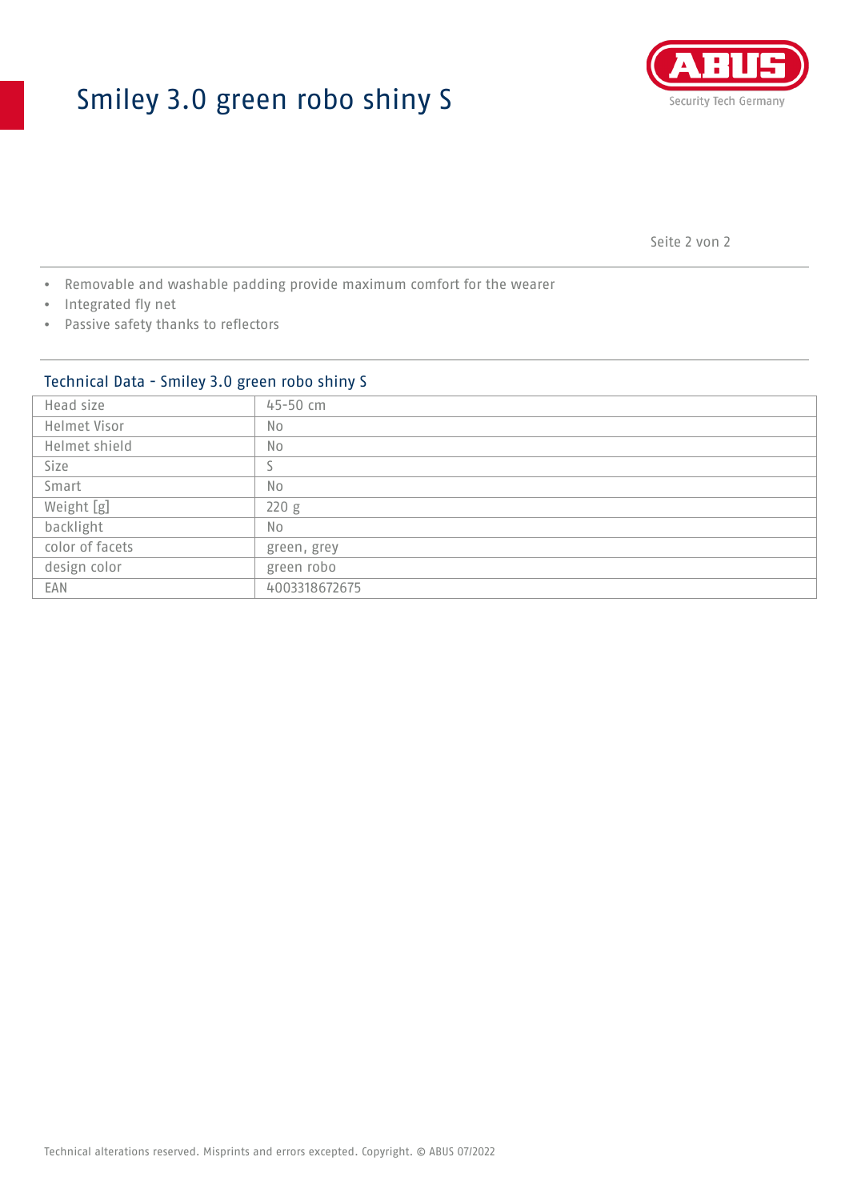- Removable and washable padding provide maximum comfort for the wearer
- Integrated fly net
- Passive safety thanks to reflectors

## Technical Data - Smiley 3.0 green robo shiny S

| | |
|---|---|
| Head size | 45-50 cm |
| Helmet Visor | No |
| Helmet shield | No |
| Size | S |
| Smart | No |
| Weight [g] | 220 g |
| backlight | No |
| color of facets | green, grey |
| design color | green robo |
| EAN | 4003318672675 |

Technical alterations reserved. Misprints and errors excepted. Copyright. © ABUS 07/2022